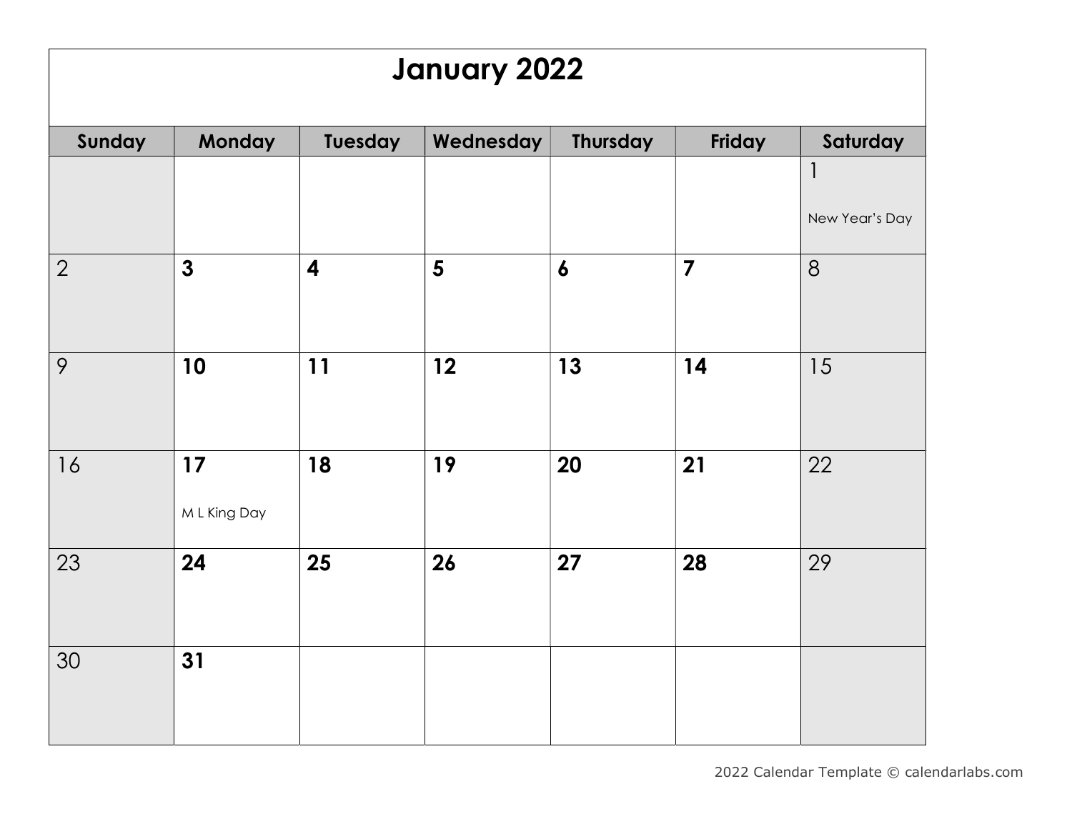# January 2022

| Sunday | Monday | Tuesday | Wednesday | Thursday | Friday | Saturday |
|---|---|---|---|---|---|---|
| | | | | | | 1 New Year's Day |
| 2 | **3** | **4** | **5** | **6** | **7** | 8 |
| 9 | **10** | **11** | **12** | **13** | **14** | 15 |
| 16 | **17** M L King Day | **18** | **19** | **20** | **21** | 22 |
| 23 | **24** | **25** | **26** | **27** | **28** | 29 |
| 30 | **31** | | | | | |

2022 Calendar Template © calendarlabs.com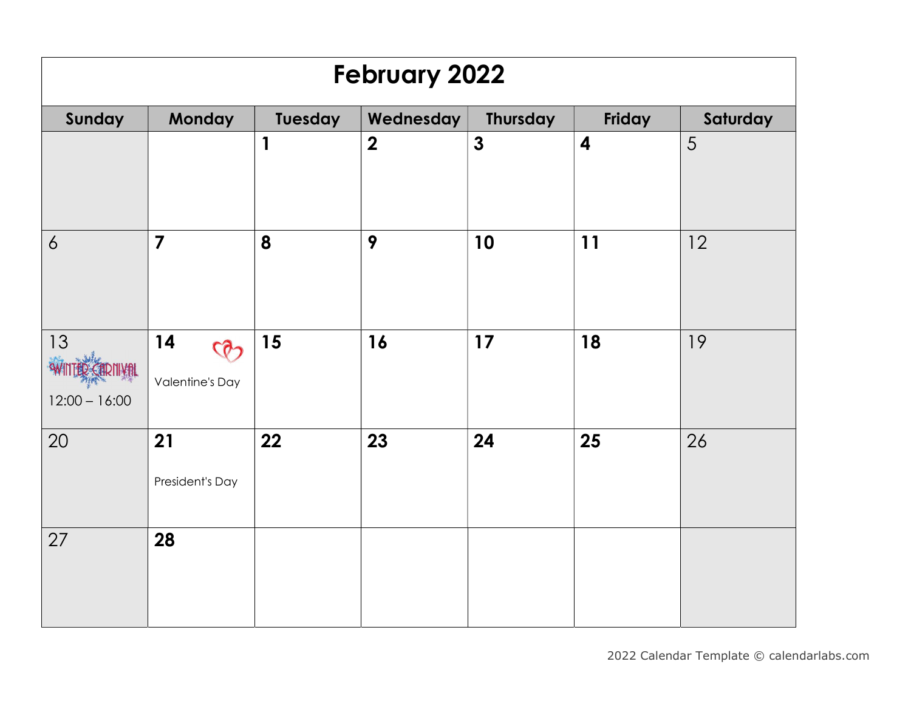# February 2022

| Sunday | Monday | Tuesday | Wednesday | Thursday | Friday | Saturday |
|---|---|---|---|---|---|---|
| | | 1 | 2 | 3 | 4 | 5 |
| 6 | 7 | 8 | 9 | 10 | 11 | 12 |
| 13 WINTER CARNIVAL 12:00 – 16:00 | 14 Valentine's Day | 15 | 16 | 17 | 18 | 19 |
| 20 | 21 President's Day | 22 | 23 | 24 | 25 | 26 |
| 27 | 28 | | | | | |

2022 Calendar Template © calendarlabs.com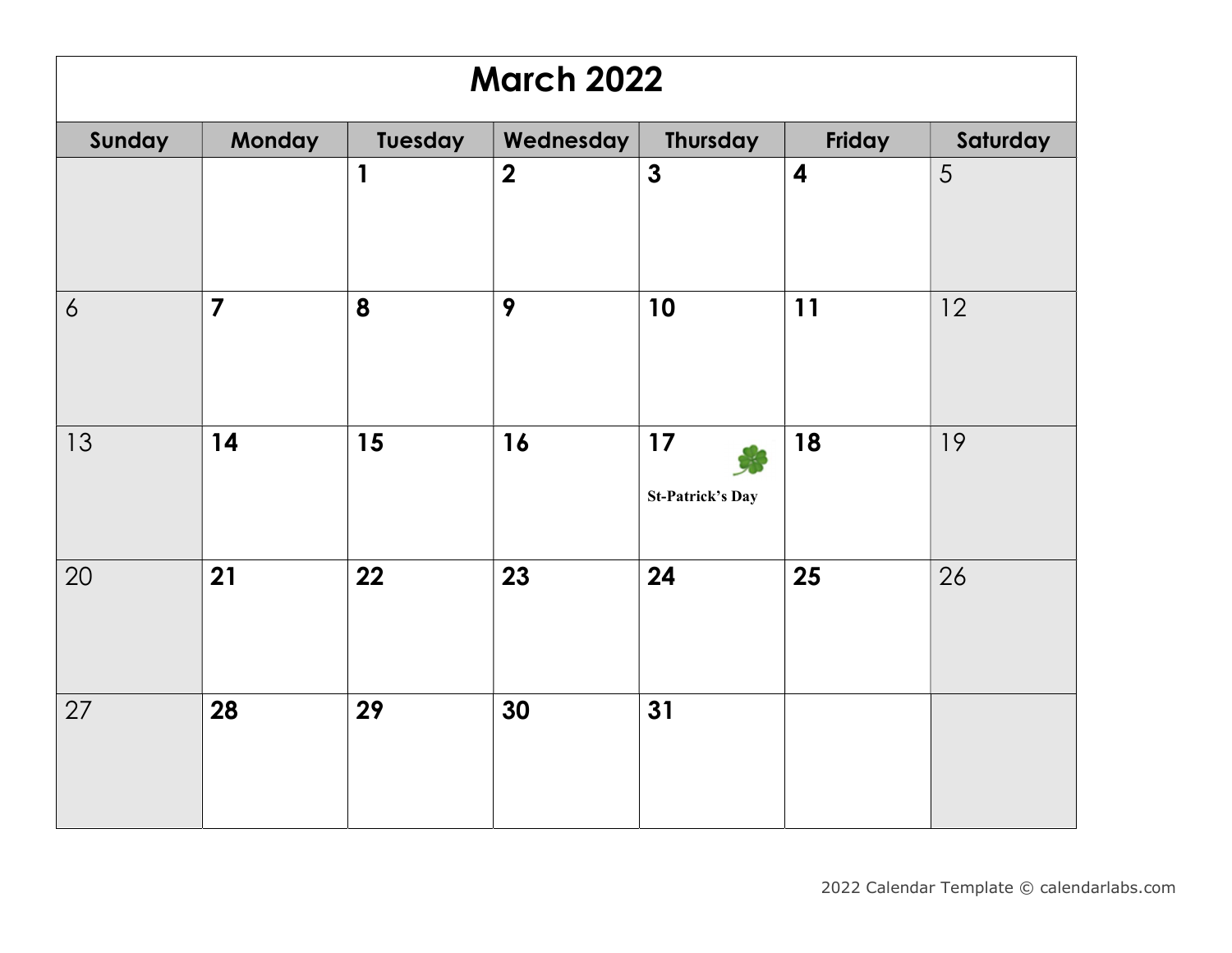# March 2022

| Sunday | Monday | Tuesday | Wednesday | Thursday | Friday | Saturday |
|---|---|---|---|---|---|---|
| | | 1 | 2 | 3 | 4 | 5 |
| 6 | 7 | 8 | 9 | 10 | 11 | 12 |
| 13 | 14 | 15 | 16 | 17 St-Patrick's Day | 18 | 19 |
| 20 | 21 | 22 | 23 | 24 | 25 | 26 |
| 27 | 28 | 29 | 30 | 31 | | |

2022 Calendar Template © calendarlabs.com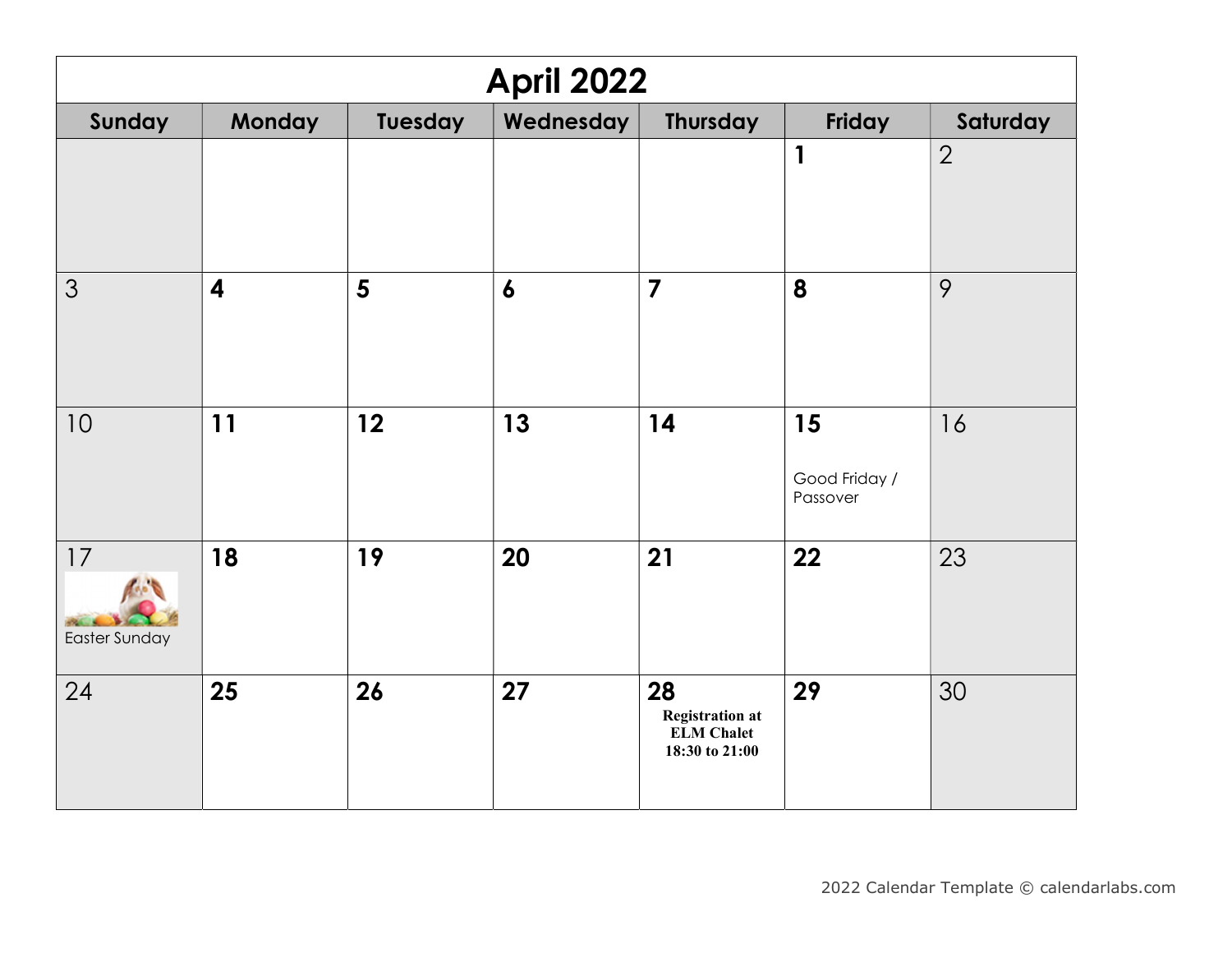# April 2022

| Sunday | Monday | Tuesday | Wednesday | Thursday | Friday | Saturday |
| --- | --- | --- | --- | --- | --- | --- |
| | | | | | 1 | 2 |
| 3 | 4 | 5 | 6 | 7 | 8 | 9 |
| 10 | 11 | 12 | 13 | 14 | 15 Good Friday / Passover | 16 |
| 17 Easter Sunday | 18 | 19 | 20 | 21 | 22 | 23 |
| 24 | 25 | 26 | 27 | 28 **Registration at ELM Chalet 18:30 to 21:00** | 29 | 30 |

2022 Calendar Template © calendarlabs.com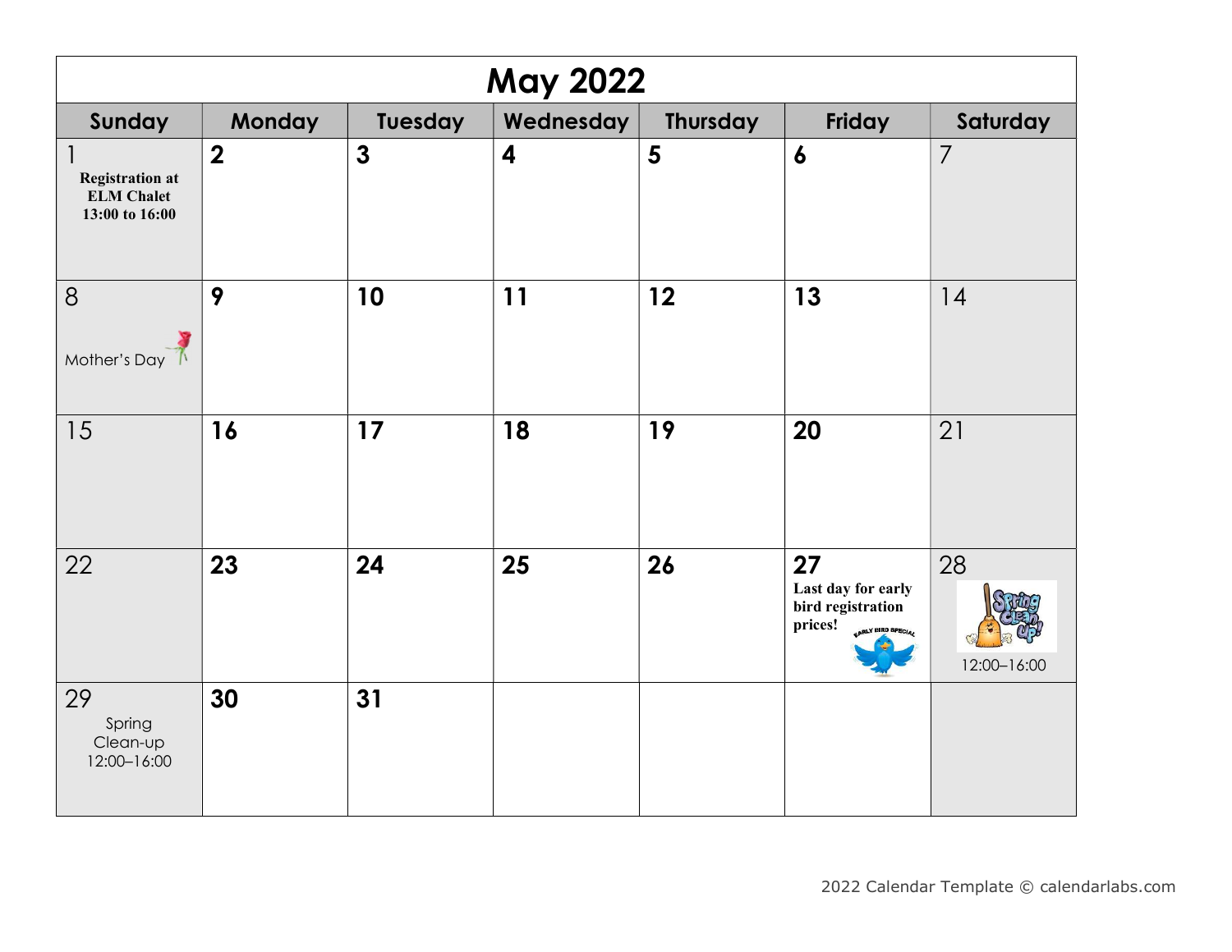# May 2022

| Sunday | Monday | Tuesday | Wednesday | Thursday | Friday | Saturday |
|---|---|---|---|---|---|---|
| 1 **Registration at ELM Chalet 13:00 to 16:00** | 2 | 3 | 4 | 5 | 6 | 7 |
| 8 Mother's Day | 9 | 10 | 11 | 12 | 13 | 14 |
| 15 | 16 | 17 | 18 | 19 | 20 | 21 |
| 22 | 23 | 24 | 25 | 26 | 27 **Last day for early bird registration prices!** | 28 12:00–16:00 |
| 29 Spring Clean-up 12:00–16:00 | 30 | 31 | | | | |

2022 Calendar Template © calendarlabs.com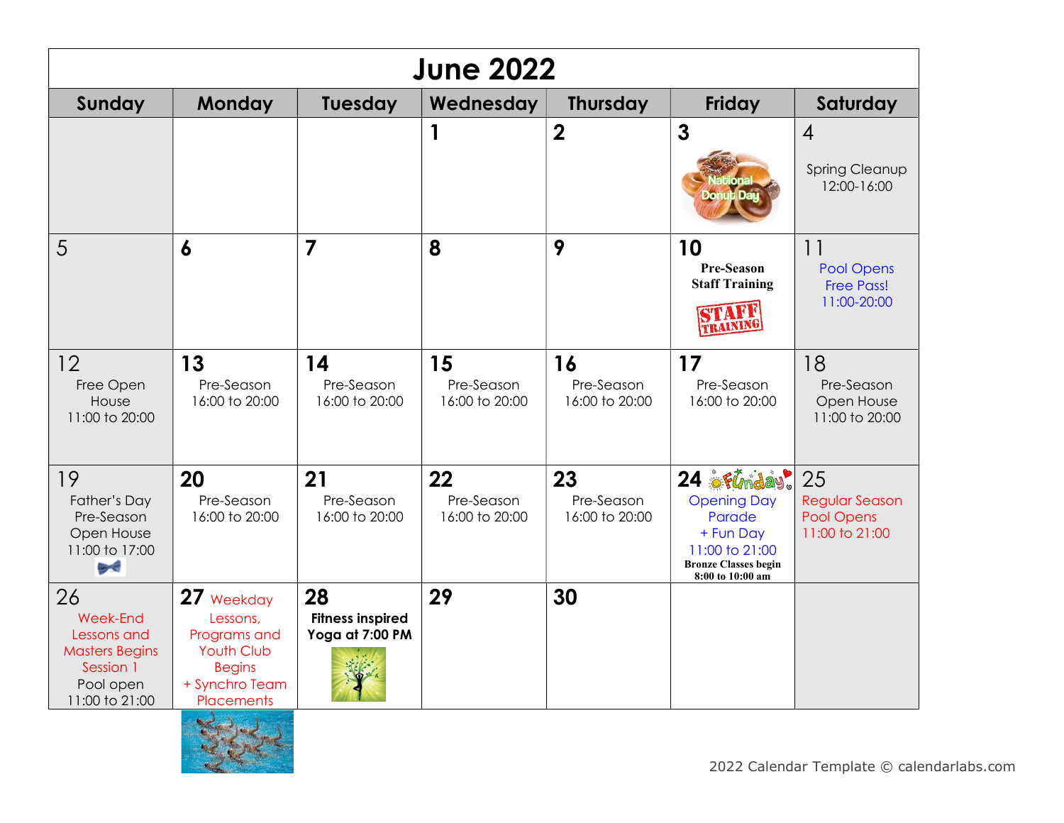# June 2022

| Sunday | Monday | Tuesday | Wednesday | Thursday | Friday | Saturday |
|---|---|---|---|---|---|---|
| | | | 1 | 2 | 3 National Donut Day | 4 Spring Cleanup 12:00-16:00 |
| 5 | 6 | 7 | 8 | 9 | 10 **Pre-Season Staff Training** STAFF TRAINING | 11 Pool Opens Free Pass! 11:00-20:00 |
| 12 Free Open House 11:00 to 20:00 | 13 Pre-Season 16:00 to 20:00 | 14 Pre-Season 16:00 to 20:00 | 15 Pre-Season 16:00 to 20:00 | 16 Pre-Season 16:00 to 20:00 | 17 Pre-Season 16:00 to 20:00 | 18 Pre-Season Open House 11:00 to 20:00 |
| 19 Father's Day Pre-Season Open House 11:00 to 17:00 | 20 Pre-Season 16:00 to 20:00 | 21 Pre-Season 16:00 to 20:00 | 22 Pre-Season 16:00 to 20:00 | 23 Pre-Season 16:00 to 20:00 | 24 Funday Opening Day Parade + Fun Day 11:00 to 21:00 **Bronze Classes begin 8:00 to 10:00 am** | 25 Regular Season Pool Opens 11:00 to 21:00 |
| 26 Week-End Lessons and Masters Begins Session 1 Pool open 11:00 to 21:00 | 27 Weekday Lessons, Programs and Youth Club Begins + Synchro Team Placements | 28 **Fitness inspired Yoga at 7:00 PM** | 29 | 30 | | |

2022 Calendar Template © calendarlabs.com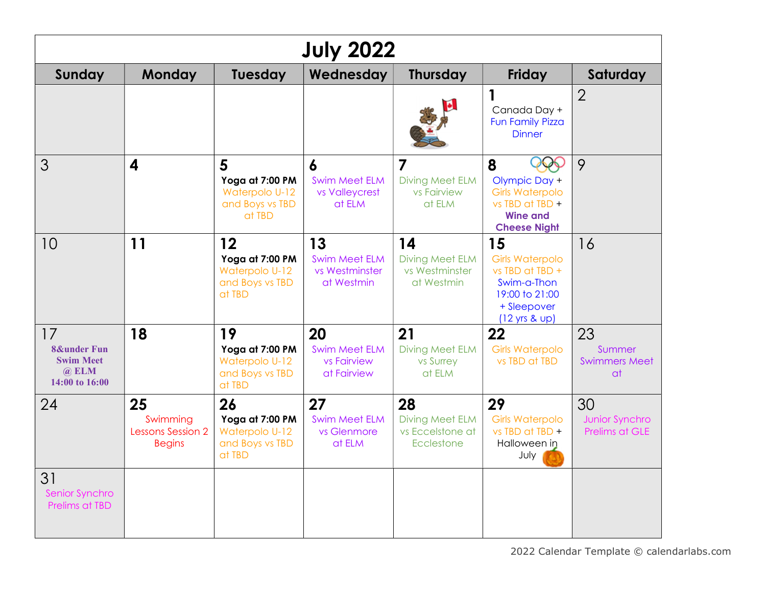# July 2022

| Sunday | Monday | Tuesday | Wednesday | Thursday | Friday | Saturday |
|---|---|---|---|---|---|---|
| | | | | | 1 Canada Day + Fun Family Pizza Dinner | 2 |
| 3 | 4 | 5 **Yoga at 7:00 PM** Waterpolo U-12 and Boys vs TBD at TBD | 6 Swim Meet ELM vs Valleycrest at ELM | 7 Diving Meet ELM vs Fairview at ELM | 8 Olympic Day + Girls Waterpolo vs TBD at TBD + **Wine and Cheese Night** | 9 |
| 10 | 11 | 12 **Yoga at 7:00 PM** Waterpolo U-12 and Boys vs TBD at TBD | 13 Swim Meet ELM vs Westminster at Westmin | 14 Diving Meet ELM vs Westminster at Westmin | 15 Girls Waterpolo vs TBD at TBD + Swim-a-Thon 19:00 to 21:00 + Sleepover (12 yrs & up) | 16 |
| 17 **8&under Fun Swim Meet @ ELM 14:00 to 16:00** | 18 | 19 **Yoga at 7:00 PM** Waterpolo U-12 and Boys vs TBD at TBD | 20 Swim Meet ELM vs Fairview at Fairview | 21 Diving Meet ELM vs Surrey at ELM | 22 Girls Waterpolo vs TBD at TBD | 23 Summer Swimmers Meet at |
| 24 | 25 Swimming Lessons Session 2 Begins | 26 **Yoga at 7:00 PM** Waterpolo U-12 and Boys vs TBD at TBD | 27 Swim Meet ELM vs Glenmore at ELM | 28 Diving Meet ELM vs Eccelstone at Ecclestone | 29 Girls Waterpolo vs TBD at TBD + Halloween in July | 30 Junior Synchro Prelims at GLE |
| 31 Senior Synchro Prelims at TBD | | | | | | |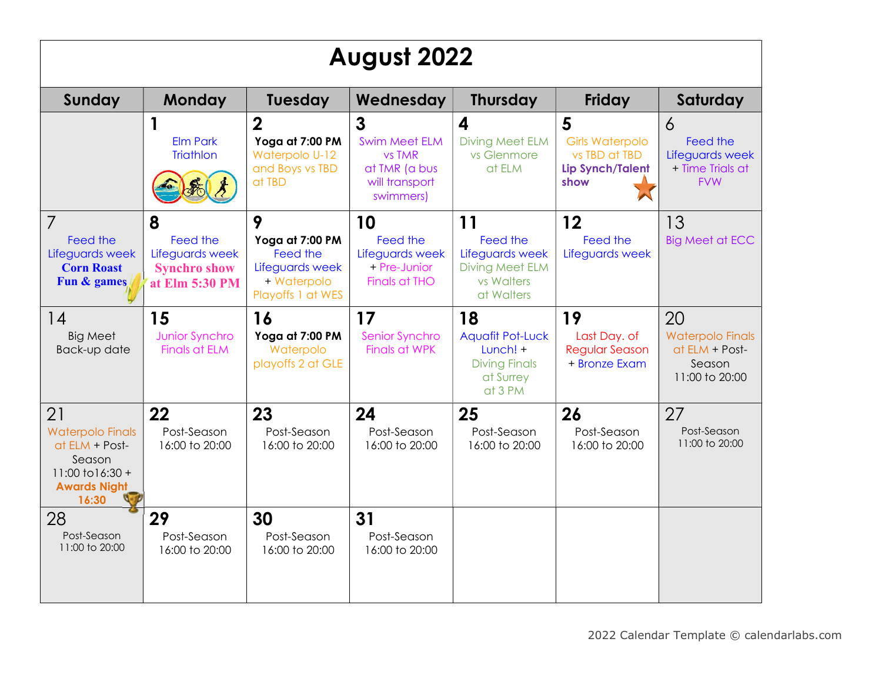# August 2022

| Sunday | Monday | Tuesday | Wednesday | Thursday | Friday | Saturday |
|---|---|---|---|---|---|---|
| | 1 Elm Park Triathlon | 2 **Yoga at 7:00 PM** Waterpolo U-12 and Boys vs TBD at TBD | 3 Swim Meet ELM vs TMR at TMR (a bus will transport swimmers) | 4 Diving Meet ELM vs Glenmore at ELM | 5 Girls Waterpolo vs TBD at TBD **Lip Synch/Talent show** | 6 Feed the Lifeguards week + Time Trials at FVW |
| 7 Feed the Lifeguards week **Corn Roast Fun & games** | 8 Feed the Lifeguards week **Synchro show at Elm 5:30 PM** | 9 **Yoga at 7:00 PM** Feed the Lifeguards week + Waterpolo Playoffs 1 at WES | 10 Feed the Lifeguards week + Pre-Junior Finals at THO | 11 Feed the Lifeguards week Diving Meet ELM vs Walters at Walters | 12 Feed the Lifeguards week | 13 Big Meet at ECC |
| 14 Big Meet Back-up date | 15 Junior Synchro Finals at ELM | 16 **Yoga at 7:00 PM** Waterpolo playoffs 2 at GLE | 17 Senior Synchro Finals at WPK | 18 Aquafit Pot-Luck Lunch! + Diving Finals at Surrey at 3 PM | 19 Last Day. of Regular Season + Bronze Exam | 20 Waterpolo Finals at ELM + Post-Season 11:00 to 20:00 |
| 21 Waterpolo Finals at ELM + Post-Season 11:00 to16:30 + **Awards Night 16:30** | 22 Post-Season 16:00 to 20:00 | 23 Post-Season 16:00 to 20:00 | 24 Post-Season 16:00 to 20:00 | 25 Post-Season 16:00 to 20:00 | 26 Post-Season 16:00 to 20:00 | 27 Post-Season 11:00 to 20:00 |
| 28 Post-Season 11:00 to 20:00 | 29 Post-Season 16:00 to 20:00 | 30 Post-Season 16:00 to 20:00 | 31 Post-Season 16:00 to 20:00 | | | |

2022 Calendar Template © calendarlabs.com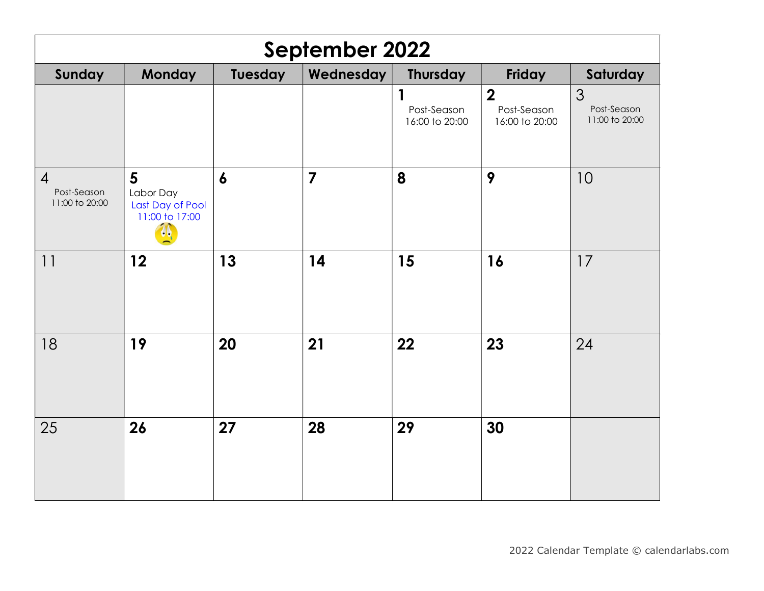# September 2022

| Sunday | Monday | Tuesday | Wednesday | Thursday | Friday | Saturday |
| --- | --- | --- | --- | --- | --- | --- |
| | | | | 1 Post-Season 16:00 to 20:00 | 2 Post-Season 16:00 to 20:00 | 3 Post-Season 11:00 to 20:00 |
| 4 Post-Season 11:00 to 20:00 | 5 Labor Day Last Day of Pool 11:00 to 17:00 | 6 | 7 | 8 | 9 | 10 |
| 11 | 12 | 13 | 14 | 15 | 16 | 17 |
| 18 | 19 | 20 | 21 | 22 | 23 | 24 |
| 25 | 26 | 27 | 28 | 29 | 30 | |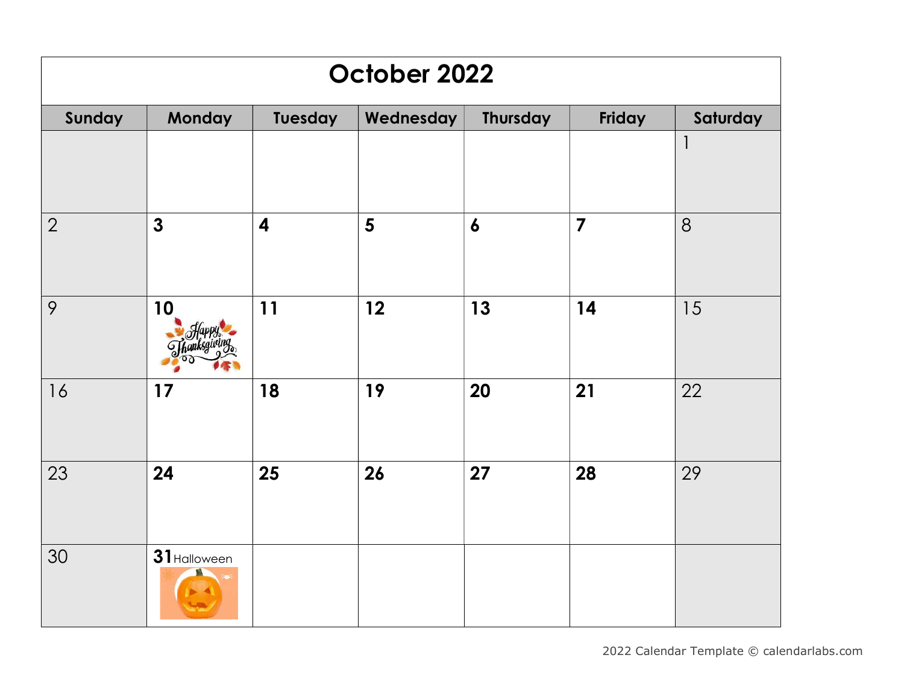# October 2022

| Sunday | Monday | Tuesday | Wednesday | Thursday | Friday | Saturday |
|---|---|---|---|---|---|---|
| | | | | | | 1 |
| 2 | 3 | 4 | 5 | 6 | 7 | 8 |
| 9 | 10 Happy Thanksgiving | 11 | 12 | 13 | 14 | 15 |
| 16 | 17 | 18 | 19 | 20 | 21 | 22 |
| 23 | 24 | 25 | 26 | 27 | 28 | 29 |
| 30 | 31 Halloween | | | | | |

2022 Calendar Template © calendarlabs.com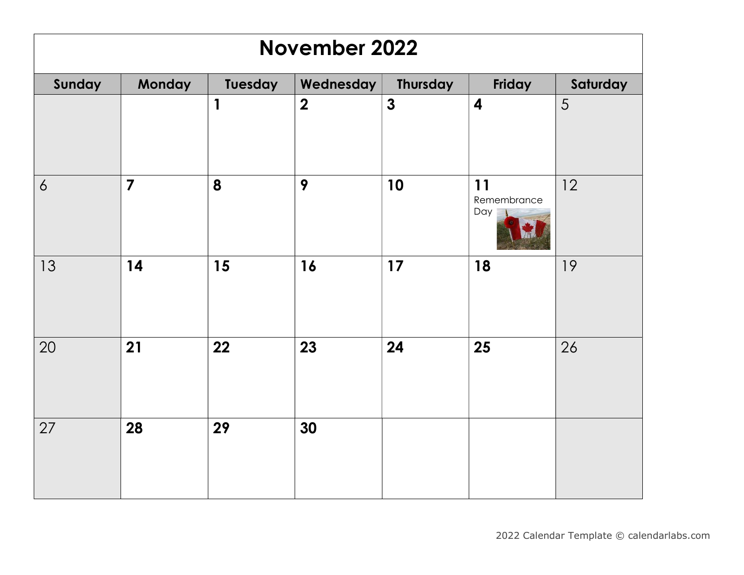# November 2022

| Sunday | Monday | Tuesday | Wednesday | Thursday | Friday | Saturday |
| --- | --- | --- | --- | --- | --- | --- |
| | | 1 | 2 | 3 | 4 | 5 |
| 6 | 7 | 8 | 9 | 10 | 11 Remembrance Day | 12 |
| 13 | 14 | 15 | 16 | 17 | 18 | 19 |
| 20 | 21 | 22 | 23 | 24 | 25 | 26 |
| 27 | 28 | 29 | 30 | | | |

2022 Calendar Template © calendarlabs.com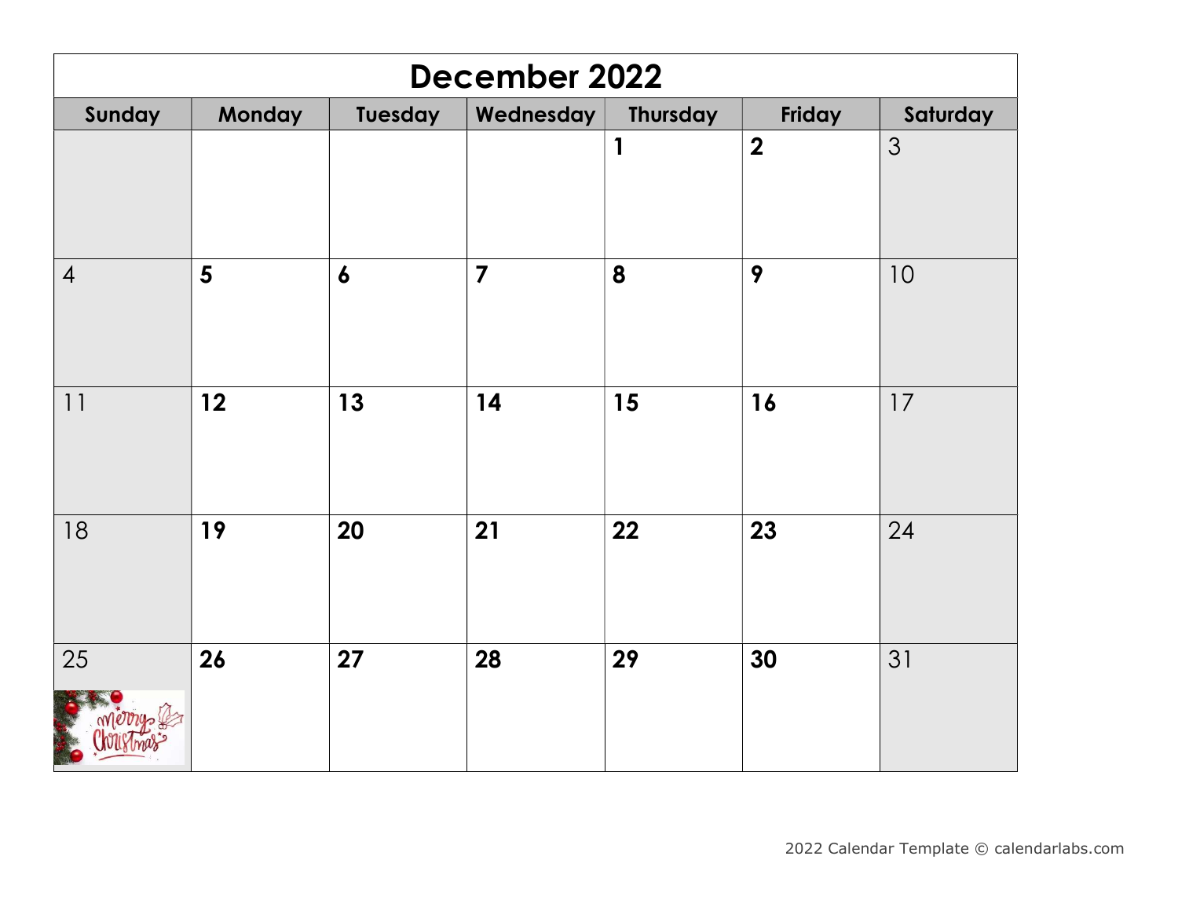# December 2022

| Sunday | Monday | Tuesday | Wednesday | Thursday | Friday | Saturday |
|---|---|---|---|---|---|---|
| | | | | 1 | 2 | 3 |
| 4 | 5 | 6 | 7 | 8 | 9 | 10 |
| 11 | 12 | 13 | 14 | 15 | 16 | 17 |
| 18 | 19 | 20 | 21 | 22 | 23 | 24 |
| 25 | 26 | 27 | 28 | 29 | 30 | 31 |

2022 Calendar Template © calendarlabs.com